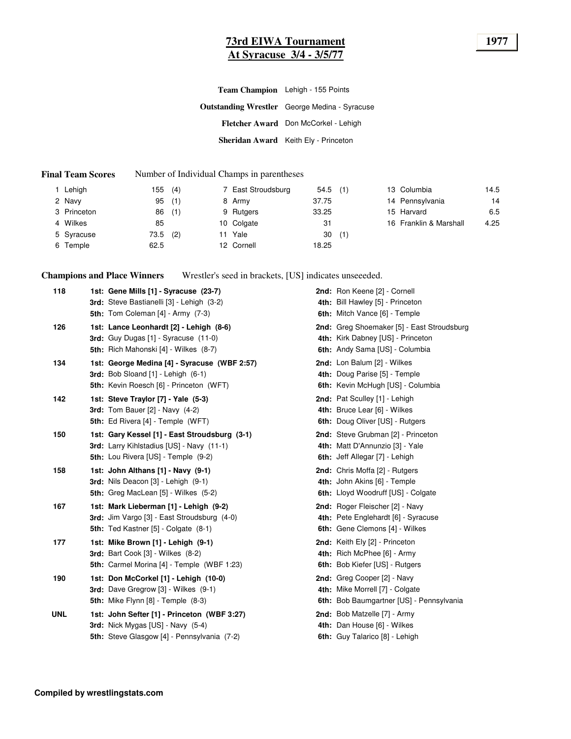# 73rd EWIA Tournament
## At Syracuse 3/4 - 3/5/77

**1977**

**Team Champion** Lehigh - 155 Points

**Outstanding Wrestler** George Medina - Syracuse

**Fletcher Award** Don McCorkel - Lehigh

**Sheridan Award** Keith Ely - Princeton

**Final Team Scores** Number of Individual Champs in parentheses

| | Team | Points | Champs | | Team | Points | Champs | | Team | Points |
|---|---|---|---|---|---|---|---|---|---|---|
| 1 | Lehigh | 155 | (4) | 7 | East Stroudsburg | 54.5 | (1) | 13 | Columbia | 14.5 |
| 2 | Navy | 95 | (1) | 8 | Army | 37.75 | | 14 | Pennsylvania | 14 |
| 3 | Princeton | 86 | (1) | 9 | Rutgers | 33.25 | | 15 | Harvard | 6.5 |
| 4 | Wilkes | 85 | | 10 | Colgate | 31 | | 16 | Franklin & Marshall | 4.25 |
| 5 | Syracuse | 73.5 | (2) | 11 | Yale | 30 | (1) | | | |
| 6 | Temple | 62.5 | | 12 | Cornell | 18.25 | | | | |

**Champions and Place Winners** Wrestler's seed in brackets, [US] indicates unseeeded.

| Weight | Place Winners | Place Winners |
|---|---|---|
| **118** | **1st: Gene Mills [1] - Syracuse (23-7)** | **2nd:** Ron Keene [2] - Cornell |
| | **3rd:** Steve Bastianelli [3] - Lehigh (3-2) | **4th:** Bill Hawley [5] - Princeton |
| | **5th:** Tom Coleman [4] - Army (7-3) | **6th:** Mitch Vance [6] - Temple |
| **126** | **1st: Lance Leonhardt [2] - Lehigh (8-6)** | **2nd:** Greg Shoemaker [5] - East Stroudsburg |
| | **3rd:** Guy Dugas [1] - Syracuse (11-0) | **4th:** Kirk Dabney [US] - Princeton |
| | **5th:** Rich Mahonski [4] - Wilkes (8-7) | **6th:** Andy Sama [US] - Columbia |
| **134** | **1st: George Medina [4] - Syracuse (WBF 2:57)** | **2nd:** Lon Balum [2] - Wilkes |
| | **3rd:** Bob Sloand [1] - Lehigh (6-1) | **4th:** Doug Parise [5] - Temple |
| | **5th:** Kevin Roesch [6] - Princeton (WFT) | **6th:** Kevin McHugh [US] - Columbia |
| **142** | **1st: Steve Traylor [7] - Yale (5-3)** | **2nd:** Pat Sculley [1] - Lehigh |
| | **3rd:** Tom Bauer [2] - Navy (4-2) | **4th:** Bruce Lear [6] - Wilkes |
| | **5th:** Ed Rivera [4] - Temple (WFT) | **6th:** Doug Oliver [US] - Rutgers |
| **150** | **1st: Gary Kessel [1] - East Stroudsburg (3-1)** | **2nd:** Steve Grubman [2] - Princeton |
| | **3rd:** Larry Kihlstadius [US] - Navy (11-1) | **4th:** Matt D'Annunzio [3] - Yale |
| | **5th:** Lou Rivera [US] - Temple (9-2) | **6th:** Jeff Allegar [7] - Lehigh |
| **158** | **1st: John Althans [1] - Navy (9-1)** | **2nd:** Chris Moffa [2] - Rutgers |
| | **3rd:** Nils Deacon [3] - Lehigh (9-1) | **4th:** John Akins [6] - Temple |
| | **5th:** Greg MacLean [5] - Wilkes (5-2) | **6th:** Lloyd Woodruff [US] - Colgate |
| **167** | **1st: Mark Lieberman [1] - Lehigh (9-2)** | **2nd:** Roger Fleischer [2] - Navy |
| | **3rd:** Jim Vargo [3] - East Stroudsburg (4-0) | **4th:** Pete Englehardt [6] - Syracuse |
| | **5th:** Ted Kastner [5] - Colgate (8-1) | **6th:** Gene Clemons [4] - Wilkes |
| **177** | **1st: Mike Brown [1] - Lehigh (9-1)** | **2nd:** Keith Ely [2] - Princeton |
| | **3rd:** Bart Cook [3] - Wilkes (8-2) | **4th:** Rich McPhee [6] - Army |
| | **5th:** Carmel Morina [4] - Temple (WBF 1:23) | **6th:** Bob Kiefer [US] - Rutgers |
| **190** | **1st: Don McCorkel [1] - Lehigh (10-0)** | **2nd:** Greg Cooper [2] - Navy |
| | **3rd:** Dave Gregrow [3] - Wilkes (9-1) | **4th:** Mike Morrell [7] - Colgate |
| | **5th:** Mike Flynn [8] - Temple (8-3) | **6th:** Bob Baumgartner [US] - Pennsylvania |
| **UNL** | **1st: John Sefter [1] - Princeton (WBF 3:27)** | **2nd:** Bob Matzelle [7] - Army |
| | **3rd:** Nick Mygas [US] - Navy (5-4) | **4th:** Dan House [6] - Wilkes |
| | **5th:** Steve Glasgow [4] - Pennsylvania (7-2) | **6th:** Guy Talarico [8] - Lehigh |

**Compiled by wrestlingstats.com**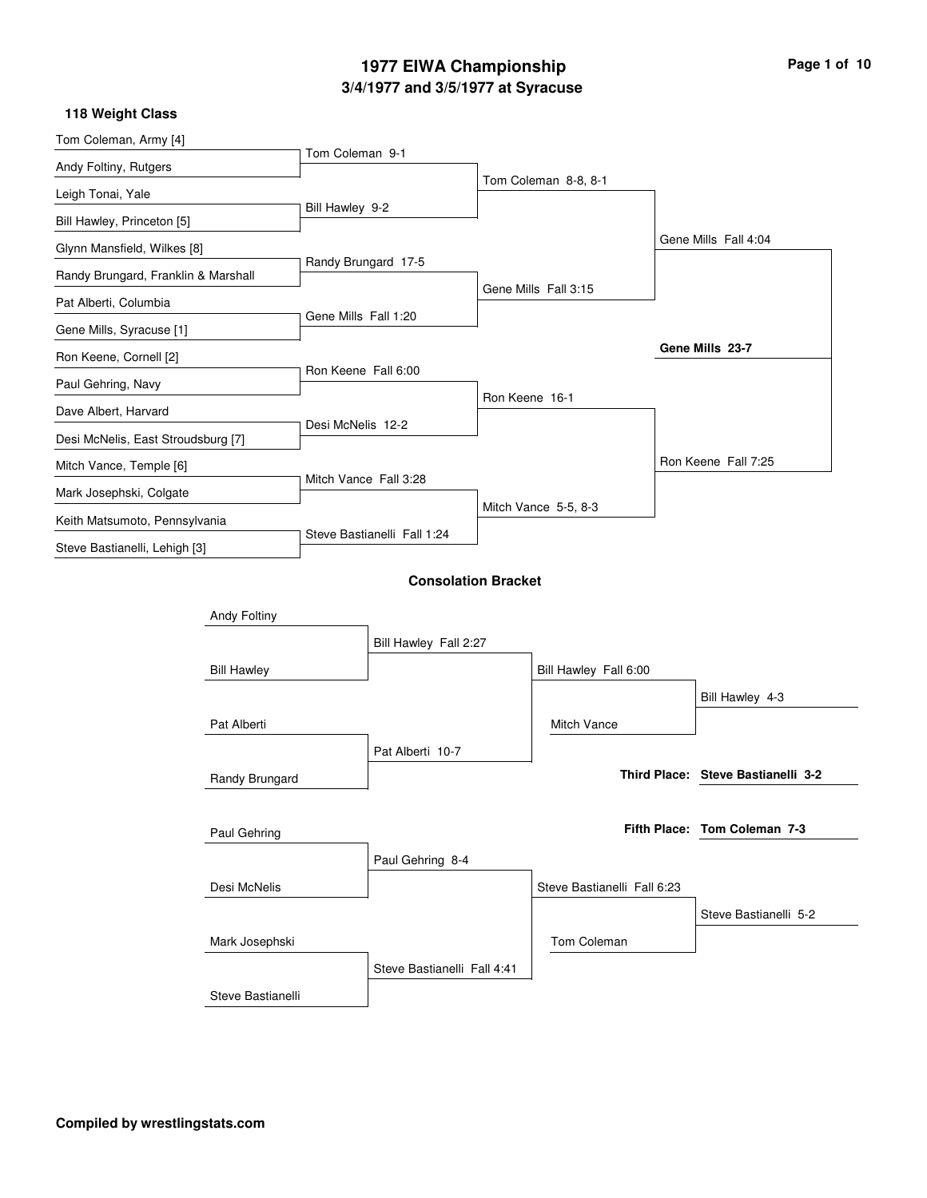# 1977 EIWA Championship

## 3/4/1977 and 3/5/1977 at Syracuse

### 118 Weight Class

**First Round**

- Tom Coleman, Army [4] vs. Andy Foltiny, Rutgers — Tom Coleman 9-1
- Leigh Tonai, Yale vs. Bill Hawley, Princeton [5] — Bill Hawley 9-2
- Glynn Mansfield, Wilkes [8] vs. Randy Brungard, Franklin & Marshall — Randy Brungard 17-5
- Pat Alberti, Columbia vs. Gene Mills, Syracuse [1] — Gene Mills Fall 1:20
- Ron Keene, Cornell [2] vs. Paul Gehring, Navy — Ron Keene Fall 6:00
- Dave Albert, Harvard vs. Desi McNelis, East Stroudsburg [7] — Desi McNelis 12-2
- Mitch Vance, Temple [6] vs. Mark Josephski, Colgate — Mitch Vance Fall 3:28
- Keith Matsumoto, Pennsylvania vs. Steve Bastianelli, Lehigh [3] — Steve Bastianelli Fall 1:24

**Quarterfinals**

- Tom Coleman 8-8, 8-1
- Gene Mills Fall 3:15
- Ron Keene 16-1
- Mitch Vance 5-5, 8-3

**Semifinals**

- Gene Mills Fall 4:04
- Ron Keene Fall 7:25

**Final**

- **Gene Mills 23-7**

### Consolation Bracket

- Andy Foltiny vs. Bill Hawley — Bill Hawley Fall 2:27
- Pat Alberti vs. Randy Brungard — Pat Alberti 10-7
- Bill Hawley vs. Pat Alberti — Bill Hawley Fall 6:00
- Bill Hawley vs. Mitch Vance — Bill Hawley 4-3
- Paul Gehring vs. Desi McNelis — Paul Gehring 8-4
- Mark Josephski vs. Steve Bastianelli — Steve Bastianelli Fall 4:41
- Paul Gehring vs. Steve Bastianelli — Steve Bastianelli Fall 6:23
- Steve Bastianelli vs. Tom Coleman — Steve Bastianelli 5-2

**Third Place:** Steve Bastianelli 3-2

**Fifth Place:** Tom Coleman 7-3

**Compiled by wrestlingstats.com**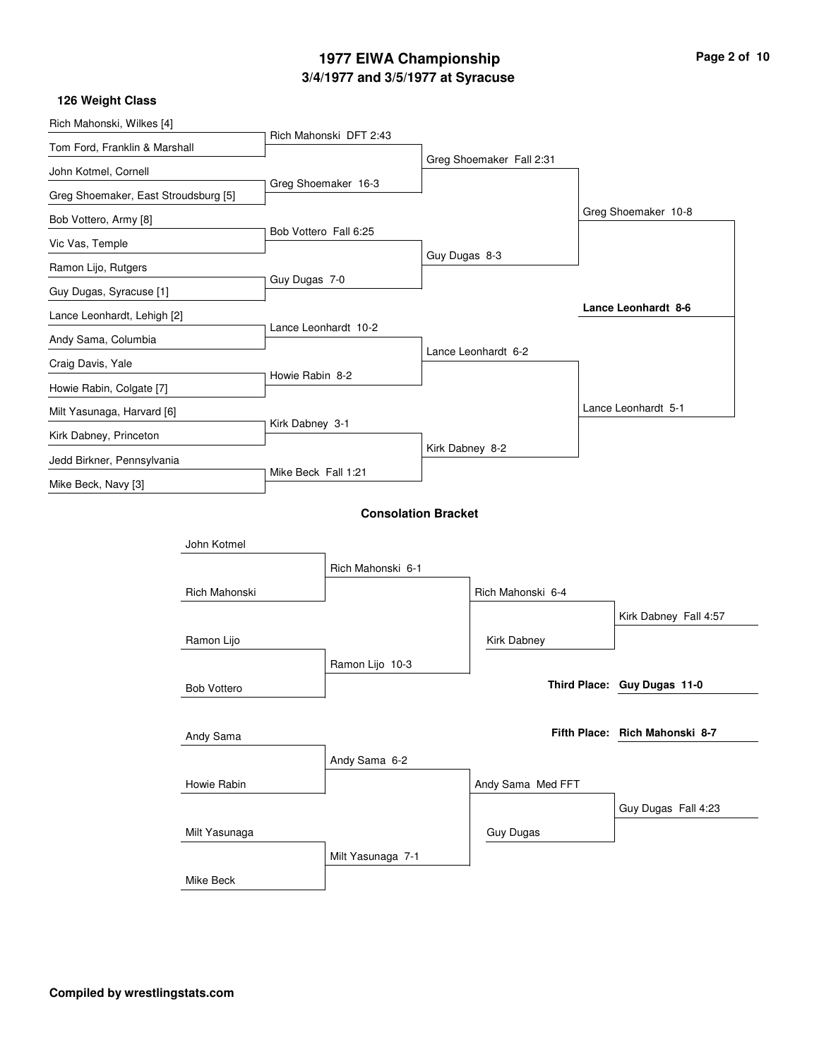# 1977 EIWA Championship

## 3/4/1977 and 3/5/1977 at Syracuse

### 126 Weight Class

**First Round**

- Rich Mahonski, Wilkes [4] vs. Tom Ford, Franklin & Marshall — Rich Mahonski DFT 2:43
- John Kotmel, Cornell vs. Greg Shoemaker, East Stroudsburg [5] — Greg Shoemaker 16-3
- Bob Vottero, Army [8] vs. Vic Vas, Temple — Bob Vottero Fall 6:25
- Ramon Lijo, Rutgers vs. Guy Dugas, Syracuse [1] — Guy Dugas 7-0
- Lance Leonhardt, Lehigh [2] vs. Andy Sama, Columbia — Lance Leonhardt 10-2
- Craig Davis, Yale vs. Howie Rabin, Colgate [7] — Howie Rabin 8-2
- Milt Yasunaga, Harvard [6] vs. Kirk Dabney, Princeton — Kirk Dabney 3-1
- Jedd Birkner, Pennsylvania vs. Mike Beck, Navy [3] — Mike Beck Fall 1:21

**Quarterfinals**

- Greg Shoemaker Fall 2:31
- Guy Dugas 8-3
- Lance Leonhardt 6-2
- Kirk Dabney 8-2

**Semifinals**

- Greg Shoemaker 10-8
- Lance Leonhardt 5-1

**Final**

- **Lance Leonhardt 8-6**

### Consolation Bracket

- John Kotmel vs. Rich Mahonski — Rich Mahonski 6-1
- Ramon Lijo vs. Bob Vottero — Ramon Lijo 10-3
- Rich Mahonski vs. Ramon Lijo — Rich Mahonski 6-4
- Rich Mahonski vs. Kirk Dabney — Kirk Dabney Fall 4:57
- Andy Sama vs. Howie Rabin — Andy Sama 6-2
- Milt Yasunaga vs. Mike Beck — Milt Yasunaga 7-1
- Andy Sama vs. Milt Yasunaga — Andy Sama Med FFT
- Andy Sama vs. Guy Dugas — Guy Dugas Fall 4:23

**Third Place: Guy Dugas 11-0**

**Fifth Place: Rich Mahonski 8-7**

**Compiled by wrestlingstats.com**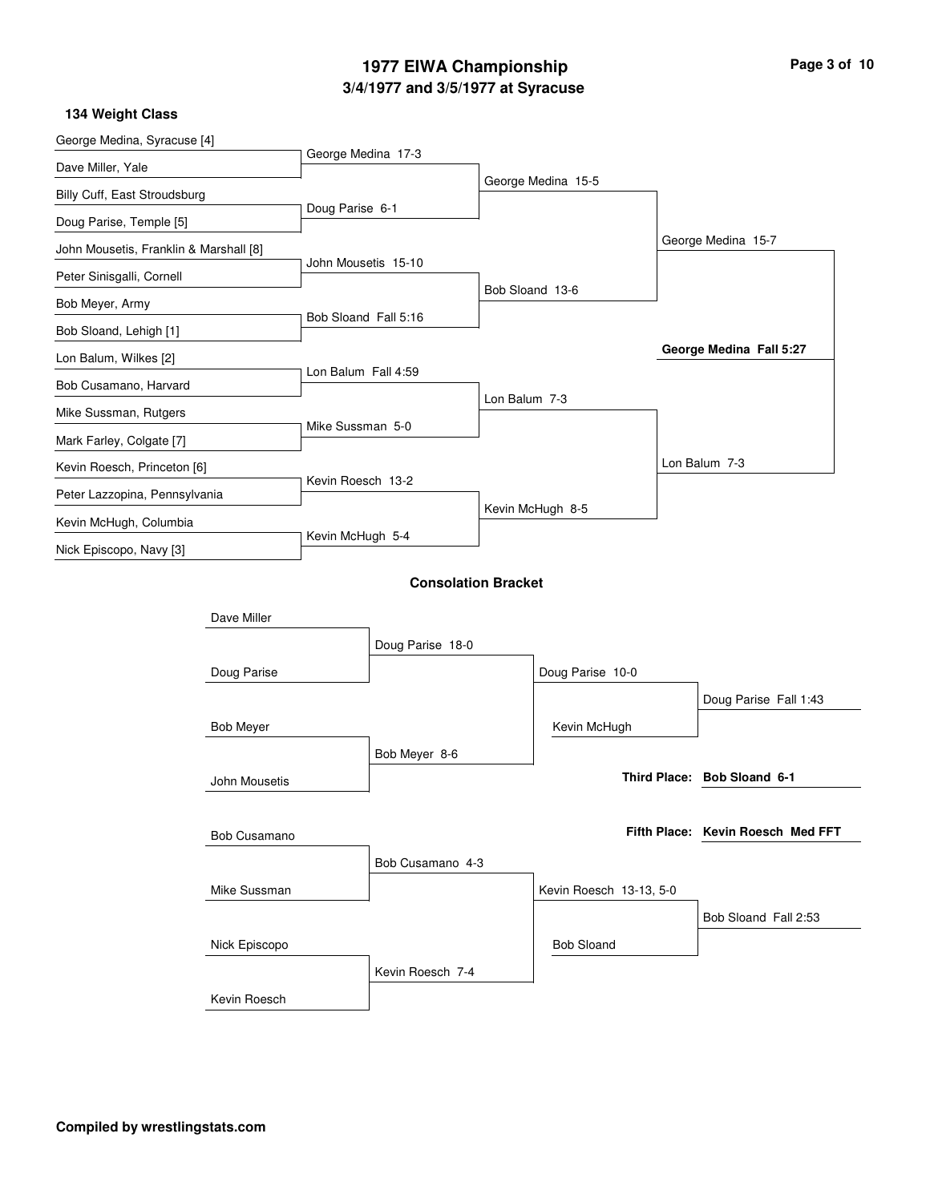# 1977 EIWA Championship

## 3/4/1977 and 3/5/1977 at Syracuse

### 134 Weight Class

**Championship Bracket**

First Round:
- George Medina, Syracuse [4] vs. Dave Miller, Yale — George Medina 17-3
- Billy Cuff, East Stroudsburg vs. Doug Parise, Temple [5] — Doug Parise 6-1
- John Mousetis, Franklin & Marshall [8] vs. Peter Sinisgalli, Cornell — John Mousetis 15-10
- Bob Meyer, Army vs. Bob Sloand, Lehigh [1] — Bob Sloand Fall 5:16
- Lon Balum, Wilkes [2] vs. Bob Cusamano, Harvard — Lon Balum Fall 4:59
- Mike Sussman, Rutgers vs. Mark Farley, Colgate [7] — Mike Sussman 5-0
- Kevin Roesch, Princeton [6] vs. Peter Lazzopina, Pennsylvania — Kevin Roesch 13-2
- Kevin McHugh, Columbia vs. Nick Episcopo, Navy [3] — Kevin McHugh 5-4

Quarterfinals:
- George Medina 15-5
- Bob Sloand 13-6
- Lon Balum 7-3
- Kevin McHugh 8-5

Semifinals:
- George Medina 15-7
- Lon Balum 7-3

Final:
- **George Medina Fall 5:27**

### Consolation Bracket

- Dave Miller vs. Doug Parise — Doug Parise 18-0
- Bob Meyer vs. John Mousetis — Bob Meyer 8-6
- Doug Parise vs. Bob Meyer — Doug Parise 10-0
- Doug Parise vs. Kevin McHugh — Doug Parise Fall 1:43
- Bob Cusamano vs. Mike Sussman — Bob Cusamano 4-3
- Nick Episcopo vs. Kevin Roesch — Kevin Roesch 7-4
- Bob Cusamano vs. Kevin Roesch — Kevin Roesch 13-13, 5-0
- Kevin Roesch vs. Bob Sloand — Bob Sloand Fall 2:53

**Third Place:** **Bob Sloand 6-1**

**Fifth Place:** **Kevin Roesch Med FFT**

**Compiled by wrestlingstats.com**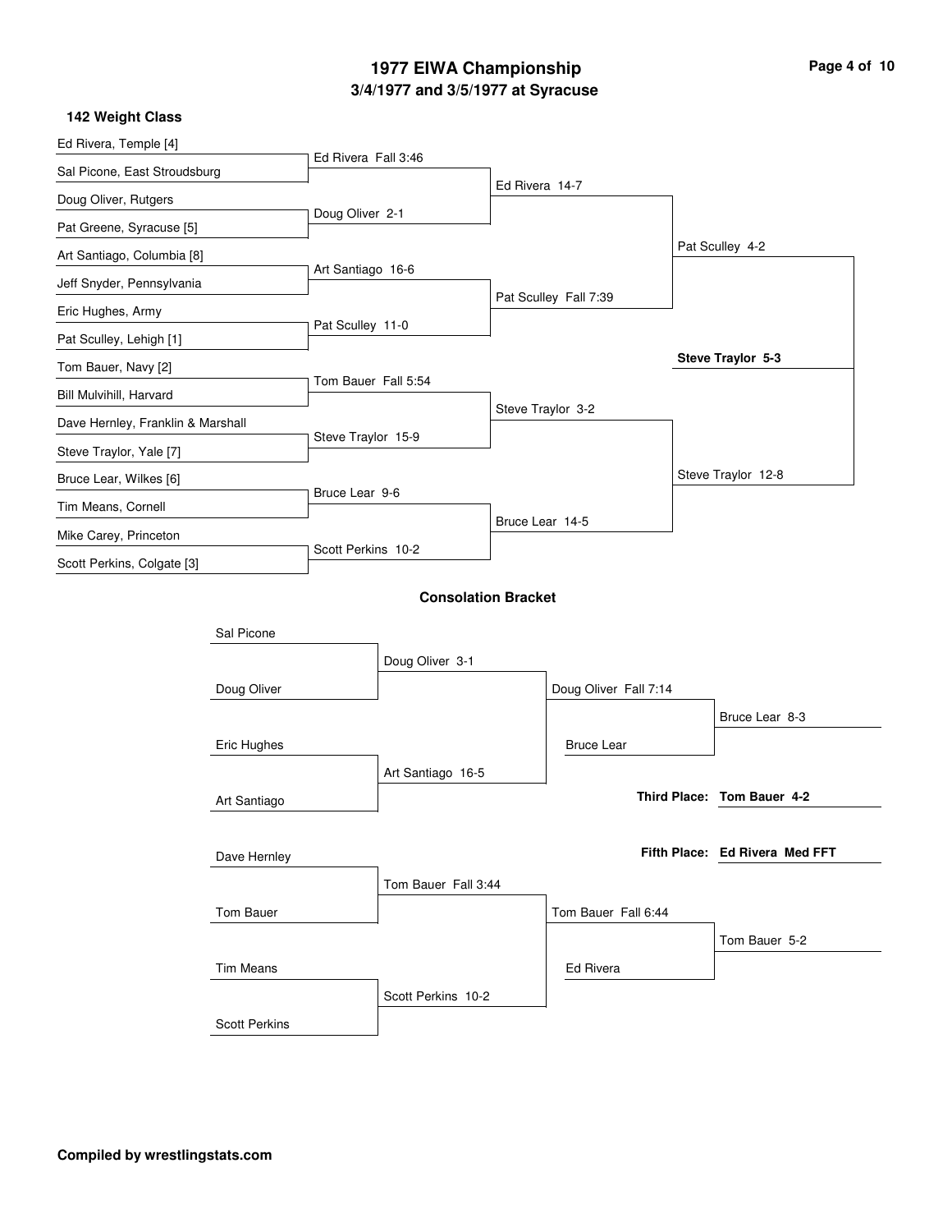# 1977 EIWA Championship

## 3/4/1977 and 3/5/1977 at Syracuse

### 142 Weight Class

**First Round**

- Ed Rivera, Temple [4] vs. Sal Picone, East Stroudsburg — Ed Rivera Fall 3:46
- Doug Oliver, Rutgers vs. Pat Greene, Syracuse [5] — Doug Oliver 2-1
- Art Santiago, Columbia [8] vs. Jeff Snyder, Pennsylvania — Art Santiago 16-6
- Eric Hughes, Army vs. Pat Sculley, Lehigh [1] — Pat Sculley 11-0
- Tom Bauer, Navy [2] vs. Bill Mulvihill, Harvard — Tom Bauer Fall 5:54
- Dave Hernley, Franklin & Marshall vs. Steve Traylor, Yale [7] — Steve Traylor 15-9
- Bruce Lear, Wilkes [6] vs. Tim Means, Cornell — Bruce Lear 9-6
- Mike Carey, Princeton vs. Scott Perkins, Colgate [3] — Scott Perkins 10-2

**Quarterfinals**

- Ed Rivera 14-7
- Pat Sculley Fall 7:39
- Steve Traylor 3-2
- Bruce Lear 14-5

**Semifinals**

- Pat Sculley 4-2
- Steve Traylor 12-8

**Final**

- **Steve Traylor 5-3**

### Consolation Bracket

- Sal Picone vs. Doug Oliver — Doug Oliver 3-1
- Eric Hughes vs. Art Santiago — Art Santiago 16-5
- Doug Oliver Fall 7:14
- Doug Oliver vs. Bruce Lear — Bruce Lear 8-3
- Dave Hernley vs. Tom Bauer — Tom Bauer Fall 3:44
- Tim Means vs. Scott Perkins — Scott Perkins 10-2
- Tom Bauer Fall 6:44
- Tom Bauer vs. Ed Rivera — Tom Bauer 5-2

**Third Place: Tom Bauer 4-2**

**Fifth Place: Ed Rivera Med FFT**

**Compiled by wrestlingstats.com**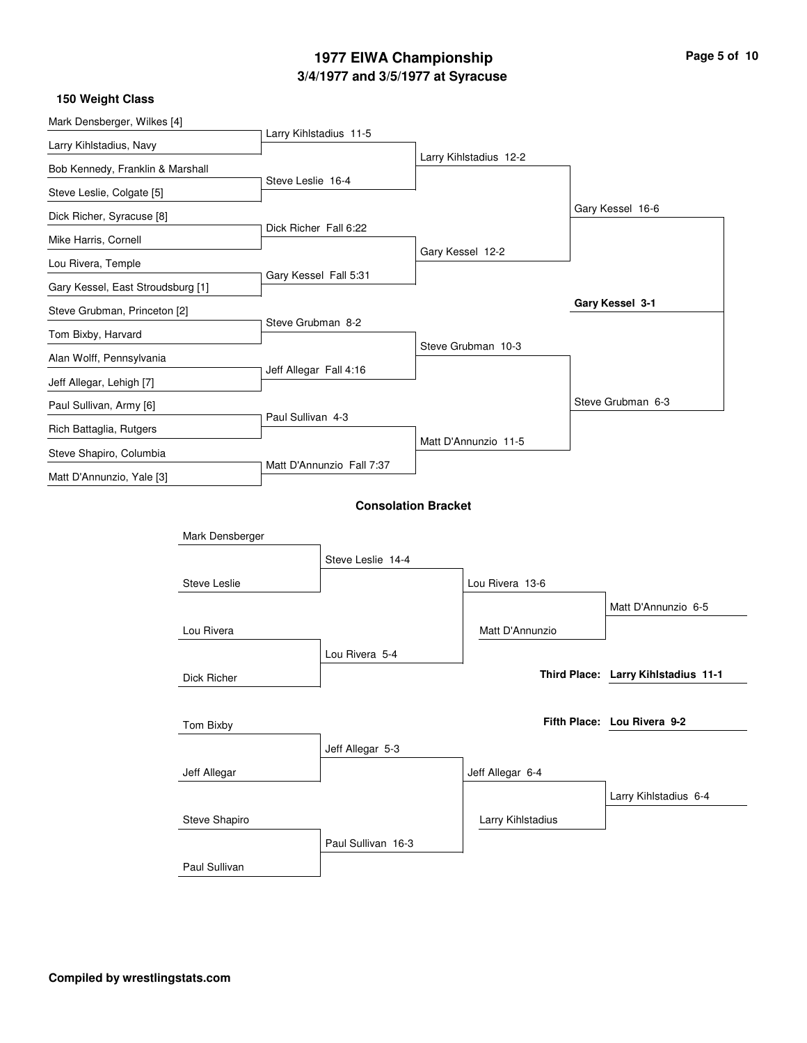# 1977 EIWA Championship

## 3/4/1977 and 3/5/1977 at Syracuse

### 150 Weight Class

**First Round**

| Wrestlers | Winner |
|---|---|
| Mark Densberger, Wilkes [4] vs. Larry Kihlstadius, Navy | Larry Kihlstadius 11-5 |
| Bob Kennedy, Franklin & Marshall vs. Steve Leslie, Colgate [5] | Steve Leslie 16-4 |
| Dick Richer, Syracuse [8] vs. Mike Harris, Cornell | Dick Richer Fall 6:22 |
| Lou Rivera, Temple vs. Gary Kessel, East Stroudsburg [1] | Gary Kessel Fall 5:31 |
| Steve Grubman, Princeton [2] vs. Tom Bixby, Harvard | Steve Grubman 8-2 |
| Alan Wolff, Pennsylvania vs. Jeff Allegar, Lehigh [7] | Jeff Allegar Fall 4:16 |
| Paul Sullivan, Army [6] vs. Rich Battaglia, Rutgers | Paul Sullivan 4-3 |
| Steve Shapiro, Columbia vs. Matt D'Annunzio, Yale [3] | Matt D'Annunzio Fall 7:37 |

**Quarterfinals**

- Larry Kihlstadius 12-2
- Gary Kessel 12-2
- Steve Grubman 10-3
- Matt D'Annunzio 11-5

**Semifinals**

- Gary Kessel 16-6
- Steve Grubman 6-3

**Final**

**Gary Kessel 3-1**

### Consolation Bracket

| Wrestlers | Winner |
|---|---|
| Mark Densberger vs. Steve Leslie | Steve Leslie 14-4 |
| Lou Rivera vs. Dick Richer | Lou Rivera 5-4 |
| Steve Leslie vs. Lou Rivera | Lou Rivera 13-6 |
| Lou Rivera vs. Matt D'Annunzio | Matt D'Annunzio 6-5 |
| Tom Bixby vs. Jeff Allegar | Jeff Allegar 5-3 |
| Steve Shapiro vs. Paul Sullivan | Paul Sullivan 16-3 |
| Jeff Allegar vs. Paul Sullivan | Jeff Allegar 6-4 |
| Jeff Allegar vs. Larry Kihlstadius | Larry Kihlstadius 6-4 |

**Third Place: Larry Kihlstadius 11-1**

**Fifth Place: Lou Rivera 9-2**

**Compiled by wrestlingstats.com**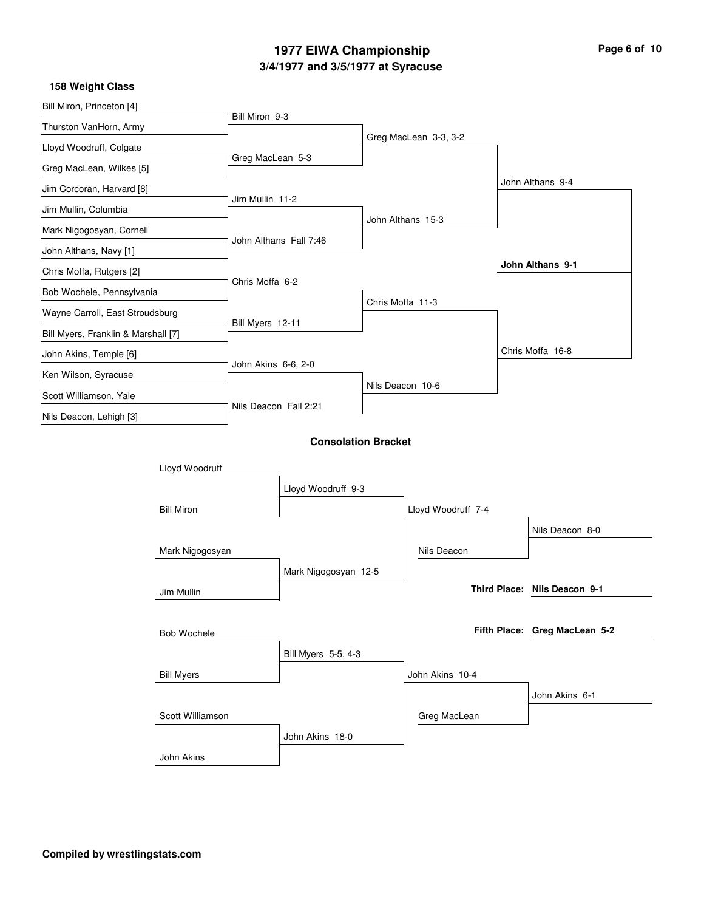# 1977 EIWA Championship

## 3/4/1977 and 3/5/1977 at Syracuse

### 158 Weight Class

**Championship Bracket**

First Round:
- Bill Miron, Princeton [4] vs Thurston VanHorn, Army — Bill Miron 9-3
- Lloyd Woodruff, Colgate vs Greg MacLean, Wilkes [5] — Greg MacLean 5-3
- Jim Corcoran, Harvard [8] vs Jim Mullin, Columbia — Jim Mullin 11-2
- Mark Nigogosyan, Cornell vs John Althans, Navy [1] — John Althans Fall 7:46
- Chris Moffa, Rutgers [2] vs Bob Wochele, Pennsylvania — Chris Moffa 6-2
- Wayne Carroll, East Stroudsburg vs Bill Myers, Franklin & Marshall [7] — Bill Myers 12-11
- John Akins, Temple [6] vs Ken Wilson, Syracuse — John Akins 6-6, 2-0
- Scott Williamson, Yale vs Nils Deacon, Lehigh [3] — Nils Deacon Fall 2:21

Quarterfinals:
- Greg MacLean 3-3, 3-2
- John Althans 15-3
- Chris Moffa 11-3
- Nils Deacon 10-6

Semifinals:
- John Althans 9-4
- Chris Moffa 16-8

Final:
- **John Althans 9-1**

**Consolation Bracket**

- Lloyd Woodruff vs Bill Miron — Lloyd Woodruff 9-3
- Mark Nigogosyan vs Jim Mullin — Mark Nigogosyan 12-5
- Lloyd Woodruff 7-4 vs Nils Deacon — Nils Deacon 8-0
- Bob Wochele vs Bill Myers — Bill Myers 5-5, 4-3
- Scott Williamson vs John Akins — John Akins 18-0
- John Akins 10-4 vs Greg MacLean — John Akins 6-1

**Third Place: Nils Deacon 9-1**

**Fifth Place: Greg MacLean 5-2**

**Compiled by wrestlingstats.com**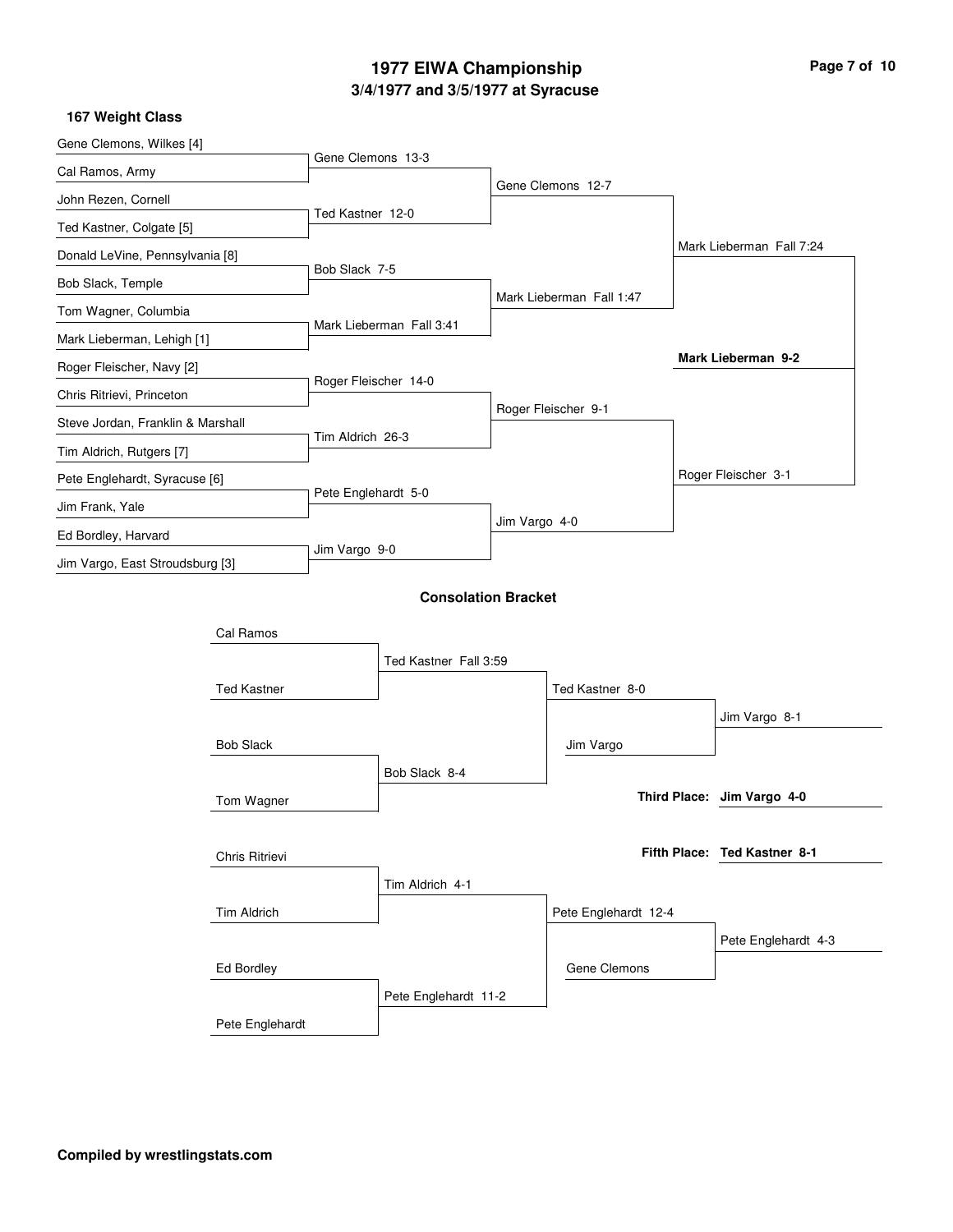# 1977 EIWA Championship

## 3/4/1977 and 3/5/1977 at Syracuse

### 167 Weight Class

**Championship Bracket**

First Round:
- Gene Clemons, Wilkes [4] vs. Cal Ramos, Army — Gene Clemons 13-3
- John Rezen, Cornell vs. Ted Kastner, Colgate [5] — Ted Kastner 12-0
- Donald LeVine, Pennsylvania [8] vs. Bob Slack, Temple — Bob Slack 7-5
- Tom Wagner, Columbia vs. Mark Lieberman, Lehigh [1] — Mark Lieberman Fall 3:41
- Roger Fleischer, Navy [2] vs. Chris Ritrievi, Princeton — Roger Fleischer 14-0
- Steve Jordan, Franklin & Marshall vs. Tim Aldrich, Rutgers [7] — Tim Aldrich 26-3
- Pete Englehardt, Syracuse [6] vs. Jim Frank, Yale — Pete Englehardt 5-0
- Ed Bordley, Harvard vs. Jim Vargo, East Stroudsburg [3] — Jim Vargo 9-0

Quarterfinals:
- Gene Clemons 12-7
- Mark Lieberman Fall 1:47
- Roger Fleischer 9-1
- Jim Vargo 4-0

Semifinals:
- Mark Lieberman Fall 7:24
- Roger Fleischer 3-1

Final:
- **Mark Lieberman 9-2**

**Consolation Bracket**

- Cal Ramos vs. Ted Kastner — Ted Kastner Fall 3:59
- Bob Slack vs. Tom Wagner — Bob Slack 8-4
- Ted Kastner 8-0
- Ted Kastner vs. Jim Vargo — Jim Vargo 8-1
- Chris Ritrievi vs. Tim Aldrich — Tim Aldrich 4-1
- Ed Bordley vs. Pete Englehardt — Pete Englehardt 11-2
- Pete Englehardt 12-4
- Pete Englehardt vs. Gene Clemons — Pete Englehardt 4-3

**Third Place:** Jim Vargo 4-0

**Fifth Place:** Ted Kastner 8-1

**Compiled by wrestlingstats.com**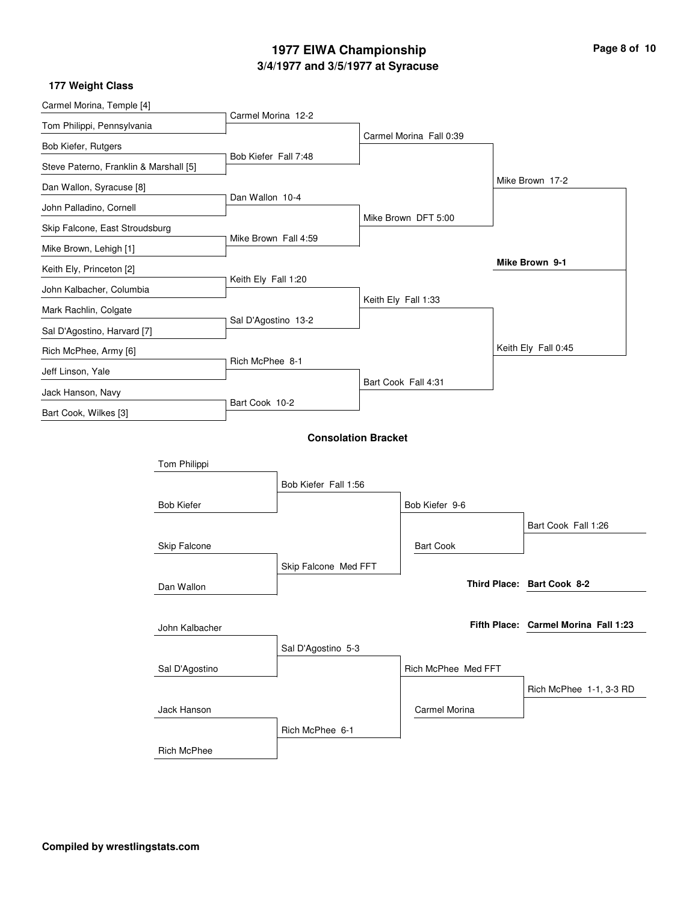# 1977 EIWA Championship

## 3/4/1977 and 3/5/1977 at Syracuse

### 177 Weight Class

**Championship Bracket**

First round:
- Carmel Morina, Temple [4] vs. Tom Philippi, Pennsylvania — Carmel Morina 12-2
- Bob Kiefer, Rutgers vs. Steve Paterno, Franklin & Marshall [5] — Bob Kiefer Fall 7:48
- Dan Wallon, Syracuse [8] vs. John Palladino, Cornell — Dan Wallon 10-4
- Skip Falcone, East Stroudsburg vs. Mike Brown, Lehigh [1] — Mike Brown Fall 4:59
- Keith Ely, Princeton [2] vs. John Kalbacher, Columbia — Keith Ely Fall 1:20
- Mark Rachlin, Colgate vs. Sal D'Agostino, Harvard [7] — Sal D'Agostino 13-2
- Rich McPhee, Army [6] vs. Jeff Linson, Yale — Rich McPhee 8-1
- Jack Hanson, Navy vs. Bart Cook, Wilkes [3] — Bart Cook 10-2

Quarterfinals:
- Carmel Morina Fall 0:39
- Mike Brown DFT 5:00
- Keith Ely Fall 1:33
- Bart Cook Fall 4:31

Semifinals:
- Mike Brown 17-2
- Keith Ely Fall 0:45

Final:
- **Mike Brown 9-1**

### Consolation Bracket

- Tom Philippi vs. Bob Kiefer — Bob Kiefer Fall 1:56
- Skip Falcone vs. Dan Wallon — Skip Falcone Med FFT
- Bob Kiefer 9-6
- Bob Kiefer vs. Bart Cook — Bart Cook Fall 1:26
- **Third Place: Bart Cook 8-2**

- John Kalbacher vs. Sal D'Agostino — Sal D'Agostino 5-3
- Jack Hanson vs. Rich McPhee — Rich McPhee 6-1
- Rich McPhee Med FFT
- Rich McPhee vs. Carmel Morina — Rich McPhee 1-1, 3-3 RD
- **Fifth Place: Carmel Morina Fall 1:23**

**Compiled by wrestlingstats.com**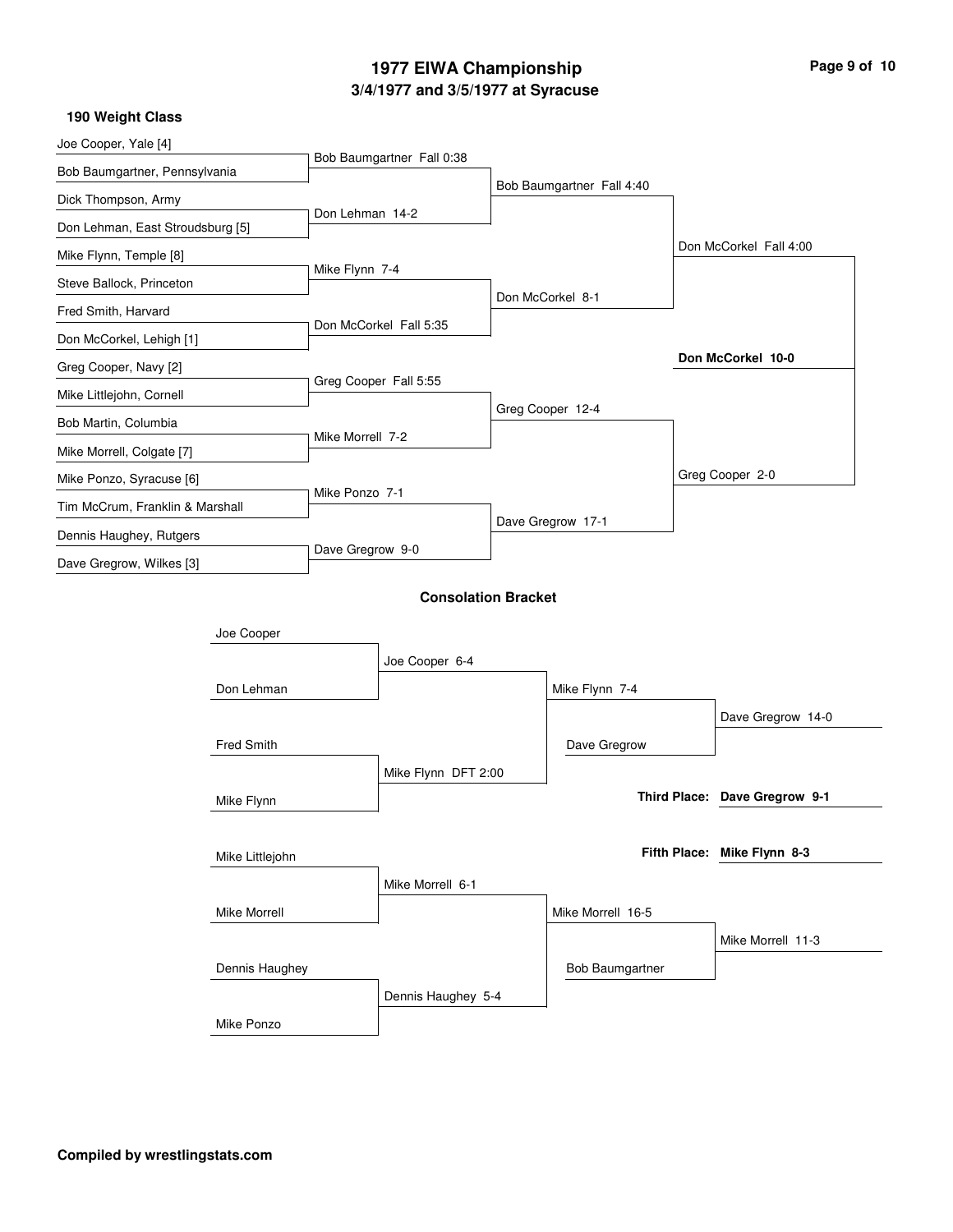# 1977 EIWA Championship

## 3/4/1977 and 3/5/1977 at Syracuse

### 190 Weight Class

**First Round**

- Joe Cooper, Yale [4] vs. Bob Baumgartner, Pennsylvania — Bob Baumgartner Fall 0:38
- Dick Thompson, Army vs. Don Lehman, East Stroudsburg [5] — Don Lehman 14-2
- Mike Flynn, Temple [8] vs. Steve Ballock, Princeton — Mike Flynn 7-4
- Fred Smith, Harvard vs. Don McCorkel, Lehigh [1] — Don McCorkel Fall 5:35
- Greg Cooper, Navy [2] vs. Mike Littlejohn, Cornell — Greg Cooper Fall 5:55
- Bob Martin, Columbia vs. Mike Morrell, Colgate [7] — Mike Morrell 7-2
- Mike Ponzo, Syracuse [6] vs. Tim McCrum, Franklin & Marshall — Mike Ponzo 7-1
- Dennis Haughey, Rutgers vs. Dave Gregrow, Wilkes [3] — Dave Gregrow 9-0

**Quarterfinals**

- Bob Baumgartner Fall 4:40
- Don McCorkel 8-1
- Greg Cooper 12-4
- Dave Gregrow 17-1

**Semifinals**

- Don McCorkel Fall 4:00
- Greg Cooper 2-0

**Final**

**Don McCorkel 10-0**

### Consolation Bracket

- Joe Cooper vs. Don Lehman — Joe Cooper 6-4
- Fred Smith vs. Mike Flynn — Mike Flynn DFT 2:00
- Mike Flynn 7-4
- Mike Flynn vs. Dave Gregrow — Dave Gregrow 14-0
- Mike Littlejohn vs. Mike Morrell — Mike Morrell 6-1
- Dennis Haughey vs. Mike Ponzo — Dennis Haughey 5-4
- Mike Morrell 16-5
- Mike Morrell vs. Bob Baumgartner — Mike Morrell 11-3

**Third Place: Dave Gregrow 9-1**

**Fifth Place: Mike Flynn 8-3**

**Compiled by wrestlingstats.com**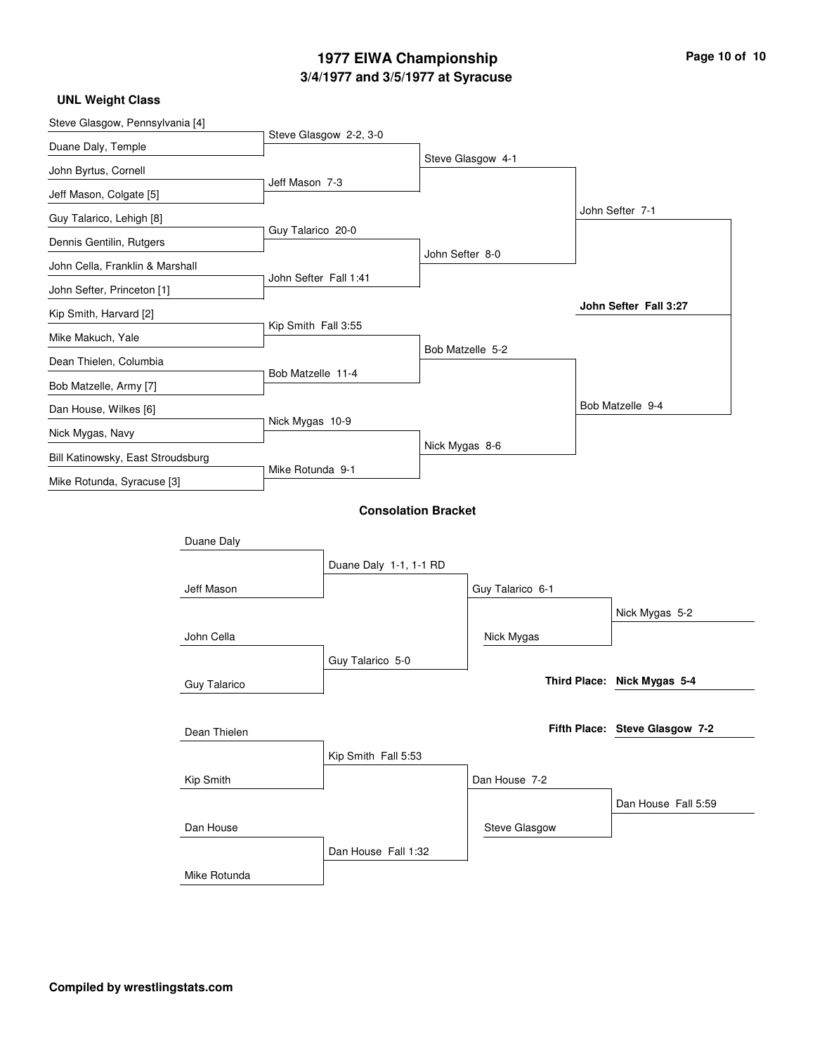# 1977 EIWA Championship

## 3/4/1977 and 3/5/1977 at Syracuse

### UNL Weight Class

**Championship Bracket**

First Round:
- Steve Glasgow, Pennsylvania [4] vs. Duane Daly, Temple — Steve Glasgow 2-2, 3-0
- John Byrtus, Cornell vs. Jeff Mason, Colgate [5] — Jeff Mason 7-3
- Guy Talarico, Lehigh [8] vs. Dennis Gentilin, Rutgers — Guy Talarico 20-0
- John Cella, Franklin & Marshall vs. John Sefter, Princeton [1] — John Sefter Fall 1:41
- Kip Smith, Harvard [2] vs. Mike Makuch, Yale — Kip Smith Fall 3:55
- Dean Thielen, Columbia vs. Bob Matzelle, Army [7] — Bob Matzelle 11-4
- Dan House, Wilkes [6] vs. Nick Mygas, Navy — Nick Mygas 10-9
- Bill Katinowsky, East Stroudsburg vs. Mike Rotunda, Syracuse [3] — Mike Rotunda 9-1

Quarterfinals:
- Steve Glasgow 4-1
- John Sefter 8-0
- Bob Matzelle 5-2
- Nick Mygas 8-6

Semifinals:
- John Sefter 7-1
- Bob Matzelle 9-4

Final:
- **John Sefter Fall 3:27**

### Consolation Bracket

First Round:
- Duane Daly vs. Jeff Mason — Duane Daly 1-1, 1-1 RD
- John Cella vs. Guy Talarico — Guy Talarico 5-0
- Dean Thielen vs. Kip Smith — Kip Smith Fall 5:53
- Dan House vs. Mike Rotunda — Dan House Fall 1:32

Second Round:
- Guy Talarico 6-1
- Dan House 7-2

Third Round:
- Guy Talarico vs. Nick Mygas — Nick Mygas 5-2
- Dan House vs. Steve Glasgow — Dan House Fall 5:59

**Third Place: Nick Mygas 5-4**

**Fifth Place: Steve Glasgow 7-2**

**Compiled by wrestlingstats.com**